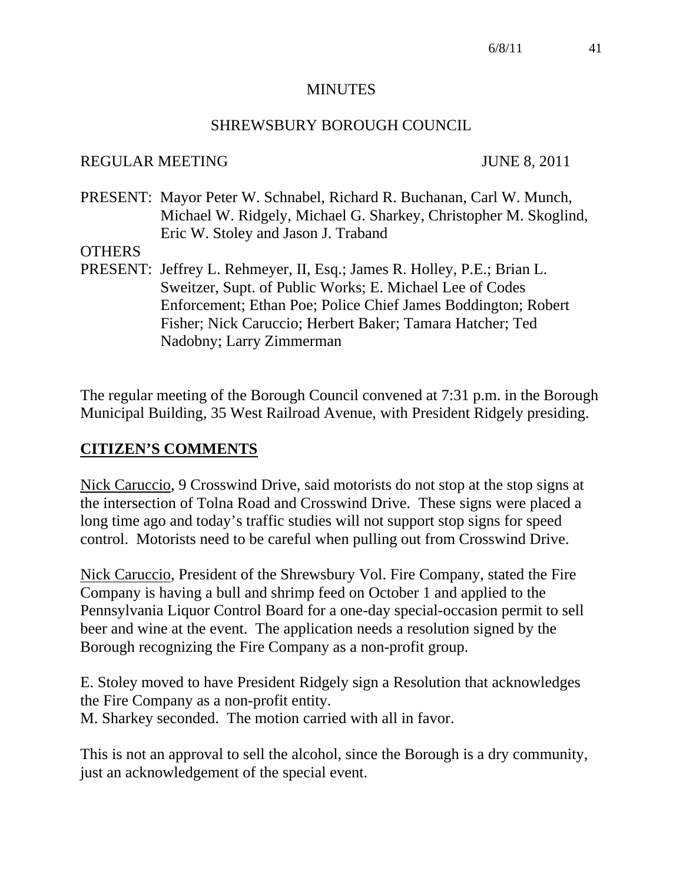# MINUTES

## SHREWSBURY BOROUGH COUNCIL

REGULAR MEETING JUNE 8, 2011

PRESENT: Mayor Peter W. Schnabel, Richard R. Buchanan, Carl W. Munch, Michael W. Ridgely, Michael G. Sharkey, Christopher M. Skoglind, Eric W. Stoley and Jason J. Traband

OTHERS
PRESENT: Jeffrey L. Rehmeyer, II, Esq.; James R. Holley, P.E.; Brian L. Sweitzer, Supt. of Public Works; E. Michael Lee of Codes Enforcement; Ethan Poe; Police Chief James Boddington; Robert Fisher; Nick Caruccio; Herbert Baker; Tamara Hatcher; Ted Nadobny; Larry Zimmerman

The regular meeting of the Borough Council convened at 7:31 p.m. in the Borough Municipal Building, 35 West Railroad Avenue, with President Ridgely presiding.

## CITIZEN'S COMMENTS

Nick Caruccio, 9 Crosswind Drive, said motorists do not stop at the stop signs at the intersection of Tolna Road and Crosswind Drive. These signs were placed a long time ago and today's traffic studies will not support stop signs for speed control. Motorists need to be careful when pulling out from Crosswind Drive.

Nick Caruccio, President of the Shrewsbury Vol. Fire Company, stated the Fire Company is having a bull and shrimp feed on October 1 and applied to the Pennsylvania Liquor Control Board for a one-day special-occasion permit to sell beer and wine at the event. The application needs a resolution signed by the Borough recognizing the Fire Company as a non-profit group.

E. Stoley moved to have President Ridgely sign a Resolution that acknowledges the Fire Company as a non-profit entity.
M. Sharkey seconded. The motion carried with all in favor.

This is not an approval to sell the alcohol, since the Borough is a dry community, just an acknowledgement of the special event.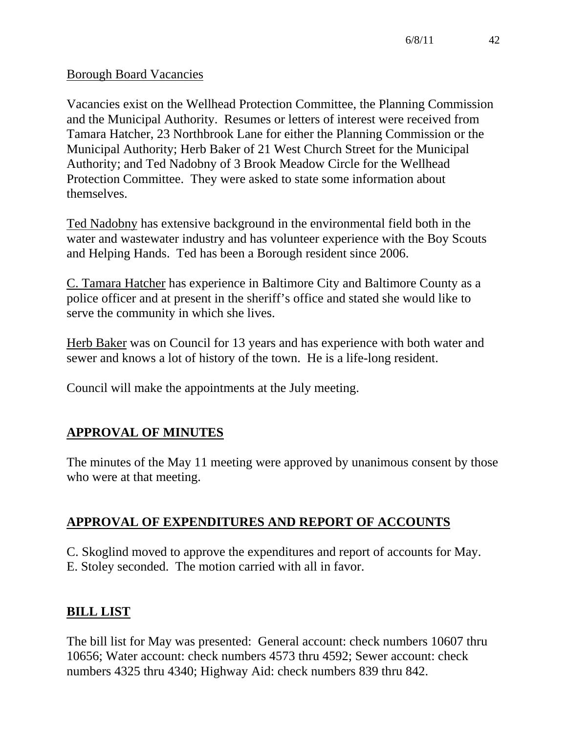Borough Board Vacancies

Vacancies exist on the Wellhead Protection Committee, the Planning Commission and the Municipal Authority. Resumes or letters of interest were received from Tamara Hatcher, 23 Northbrook Lane for either the Planning Commission or the Municipal Authority; Herb Baker of 21 West Church Street for the Municipal Authority; and Ted Nadobny of 3 Brook Meadow Circle for the Wellhead Protection Committee. They were asked to state some information about themselves.

Ted Nadobny has extensive background in the environmental field both in the water and wastewater industry and has volunteer experience with the Boy Scouts and Helping Hands. Ted has been a Borough resident since 2006.

C. Tamara Hatcher has experience in Baltimore City and Baltimore County as a police officer and at present in the sheriff's office and stated she would like to serve the community in which she lives.

Herb Baker was on Council for 13 years and has experience with both water and sewer and knows a lot of history of the town. He is a life-long resident.

Council will make the appointments at the July meeting.

## APPROVAL OF MINUTES

The minutes of the May 11 meeting were approved by unanimous consent by those who were at that meeting.

## APPROVAL OF EXPENDITURES AND REPORT OF ACCOUNTS

C. Skoglind moved to approve the expenditures and report of accounts for May. E. Stoley seconded. The motion carried with all in favor.

## BILL LIST

The bill list for May was presented: General account: check numbers 10607 thru 10656; Water account: check numbers 4573 thru 4592; Sewer account: check numbers 4325 thru 4340; Highway Aid: check numbers 839 thru 842.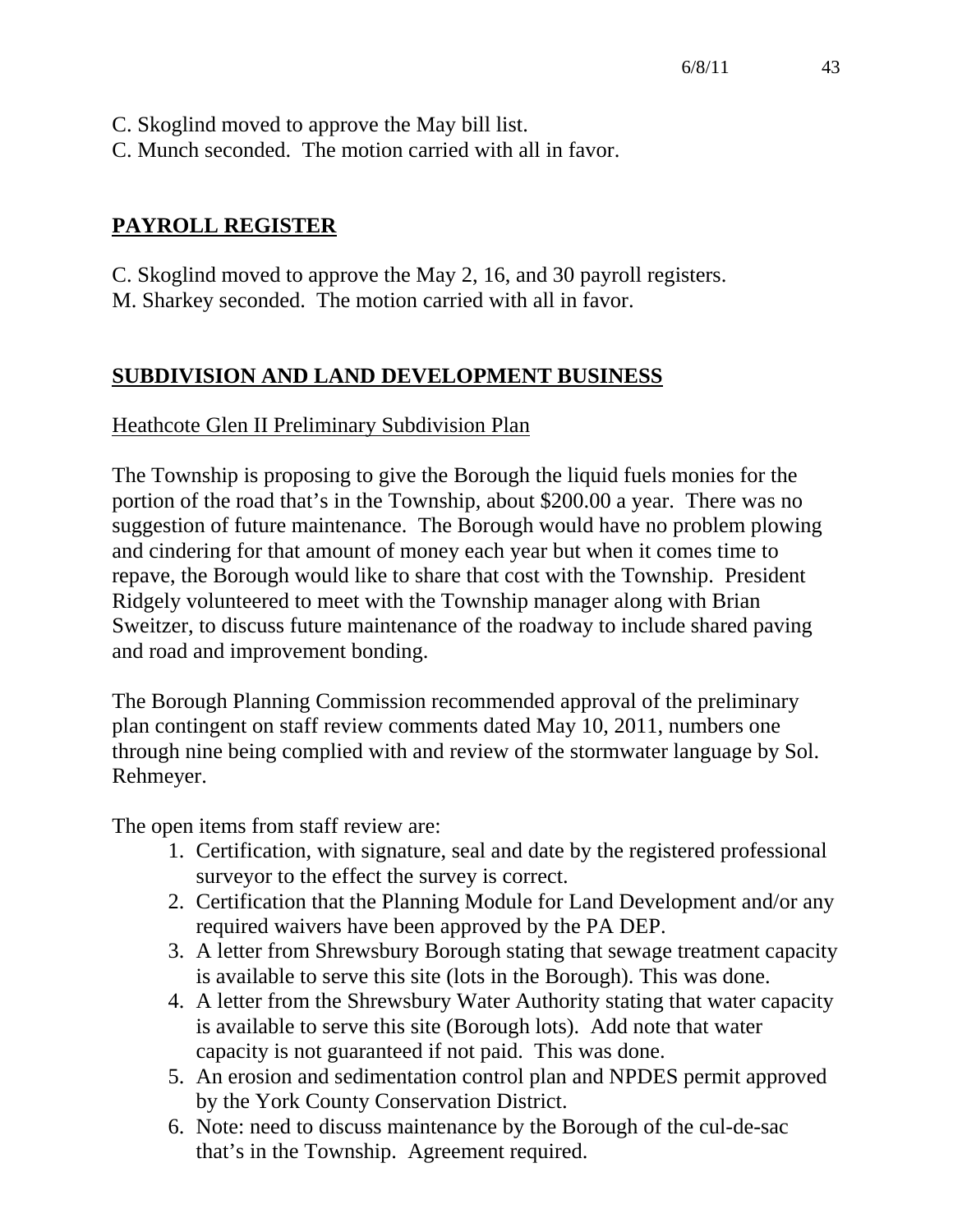C. Skoglind moved to approve the May bill list.
C. Munch seconded. The motion carried with all in favor.

## PAYROLL REGISTER

C. Skoglind moved to approve the May 2, 16, and 30 payroll registers.
M. Sharkey seconded. The motion carried with all in favor.

## SUBDIVISION AND LAND DEVELOPMENT BUSINESS

Heathcote Glen II Preliminary Subdivision Plan

The Township is proposing to give the Borough the liquid fuels monies for the portion of the road that's in the Township, about $200.00 a year. There was no suggestion of future maintenance. The Borough would have no problem plowing and cindering for that amount of money each year but when it comes time to repave, the Borough would like to share that cost with the Township. President Ridgely volunteered to meet with the Township manager along with Brian Sweitzer, to discuss future maintenance of the roadway to include shared paving and road and improvement bonding.

The Borough Planning Commission recommended approval of the preliminary plan contingent on staff review comments dated May 10, 2011, numbers one through nine being complied with and review of the stormwater language by Sol. Rehmeyer.

The open items from staff review are:

1. Certification, with signature, seal and date by the registered professional surveyor to the effect the survey is correct.
2. Certification that the Planning Module for Land Development and/or any required waivers have been approved by the PA DEP.
3. A letter from Shrewsbury Borough stating that sewage treatment capacity is available to serve this site (lots in the Borough). This was done.
4. A letter from the Shrewsbury Water Authority stating that water capacity is available to serve this site (Borough lots). Add note that water capacity is not guaranteed if not paid. This was done.
5. An erosion and sedimentation control plan and NPDES permit approved by the York County Conservation District.
6. Note: need to discuss maintenance by the Borough of the cul-de-sac that's in the Township. Agreement required.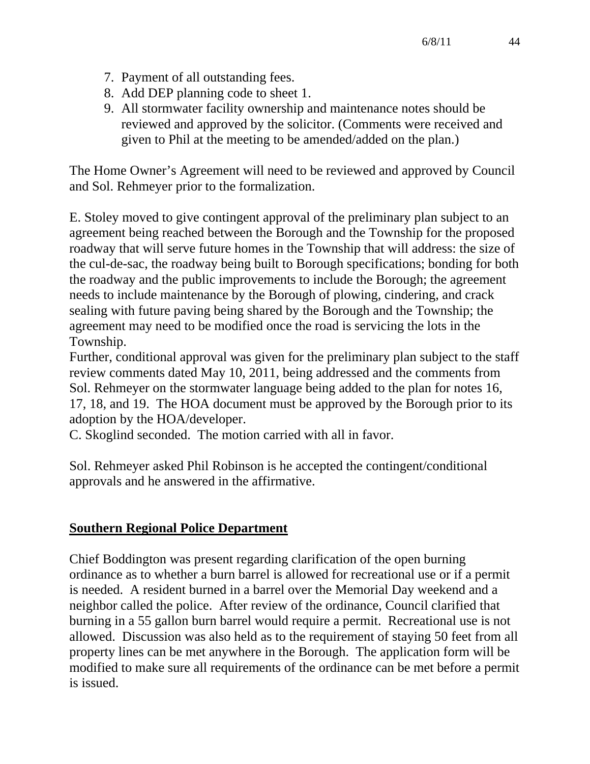7. Payment of all outstanding fees.
8. Add DEP planning code to sheet 1.
9. All stormwater facility ownership and maintenance notes should be reviewed and approved by the solicitor. (Comments were received and given to Phil at the meeting to be amended/added on the plan.)

The Home Owner's Agreement will need to be reviewed and approved by Council and Sol. Rehmeyer prior to the formalization.

E. Stoley moved to give contingent approval of the preliminary plan subject to an agreement being reached between the Borough and the Township for the proposed roadway that will serve future homes in the Township that will address: the size of the cul-de-sac, the roadway being built to Borough specifications; bonding for both the roadway and the public improvements to include the Borough; the agreement needs to include maintenance by the Borough of plowing, cindering, and crack sealing with future paving being shared by the Borough and the Township; the agreement may need to be modified once the road is servicing the lots in the Township.
Further, conditional approval was given for the preliminary plan subject to the staff review comments dated May 10, 2011, being addressed and the comments from Sol. Rehmeyer on the stormwater language being added to the plan for notes 16, 17, 18, and 19. The HOA document must be approved by the Borough prior to its adoption by the HOA/developer.
C. Skoglind seconded. The motion carried with all in favor.

Sol. Rehmeyer asked Phil Robinson is he accepted the contingent/conditional approvals and he answered in the affirmative.

## Southern Regional Police Department

Chief Boddington was present regarding clarification of the open burning ordinance as to whether a burn barrel is allowed for recreational use or if a permit is needed. A resident burned in a barrel over the Memorial Day weekend and a neighbor called the police. After review of the ordinance, Council clarified that burning in a 55 gallon burn barrel would require a permit. Recreational use is not allowed. Discussion was also held as to the requirement of staying 50 feet from all property lines can be met anywhere in the Borough. The application form will be modified to make sure all requirements of the ordinance can be met before a permit is issued.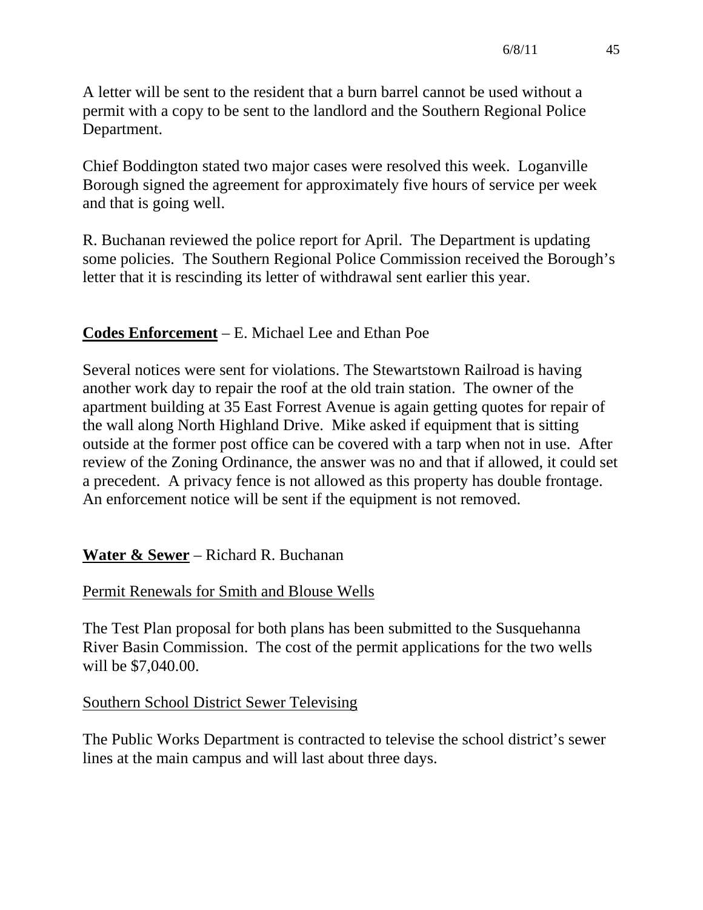A letter will be sent to the resident that a burn barrel cannot be used without a permit with a copy to be sent to the landlord and the Southern Regional Police Department.

Chief Boddington stated two major cases were resolved this week. Loganville Borough signed the agreement for approximately five hours of service per week and that is going well.

R. Buchanan reviewed the police report for April. The Department is updating some policies. The Southern Regional Police Commission received the Borough's letter that it is rescinding its letter of withdrawal sent earlier this year.

**Codes Enforcement** – E. Michael Lee and Ethan Poe

Several notices were sent for violations. The Stewartstown Railroad is having another work day to repair the roof at the old train station. The owner of the apartment building at 35 East Forrest Avenue is again getting quotes for repair of the wall along North Highland Drive. Mike asked if equipment that is sitting outside at the former post office can be covered with a tarp when not in use. After review of the Zoning Ordinance, the answer was no and that if allowed, it could set a precedent. A privacy fence is not allowed as this property has double frontage. An enforcement notice will be sent if the equipment is not removed.

**Water & Sewer** – Richard R. Buchanan

Permit Renewals for Smith and Blouse Wells

The Test Plan proposal for both plans has been submitted to the Susquehanna River Basin Commission. The cost of the permit applications for the two wells will be $7,040.00.

Southern School District Sewer Televising

The Public Works Department is contracted to televise the school district's sewer lines at the main campus and will last about three days.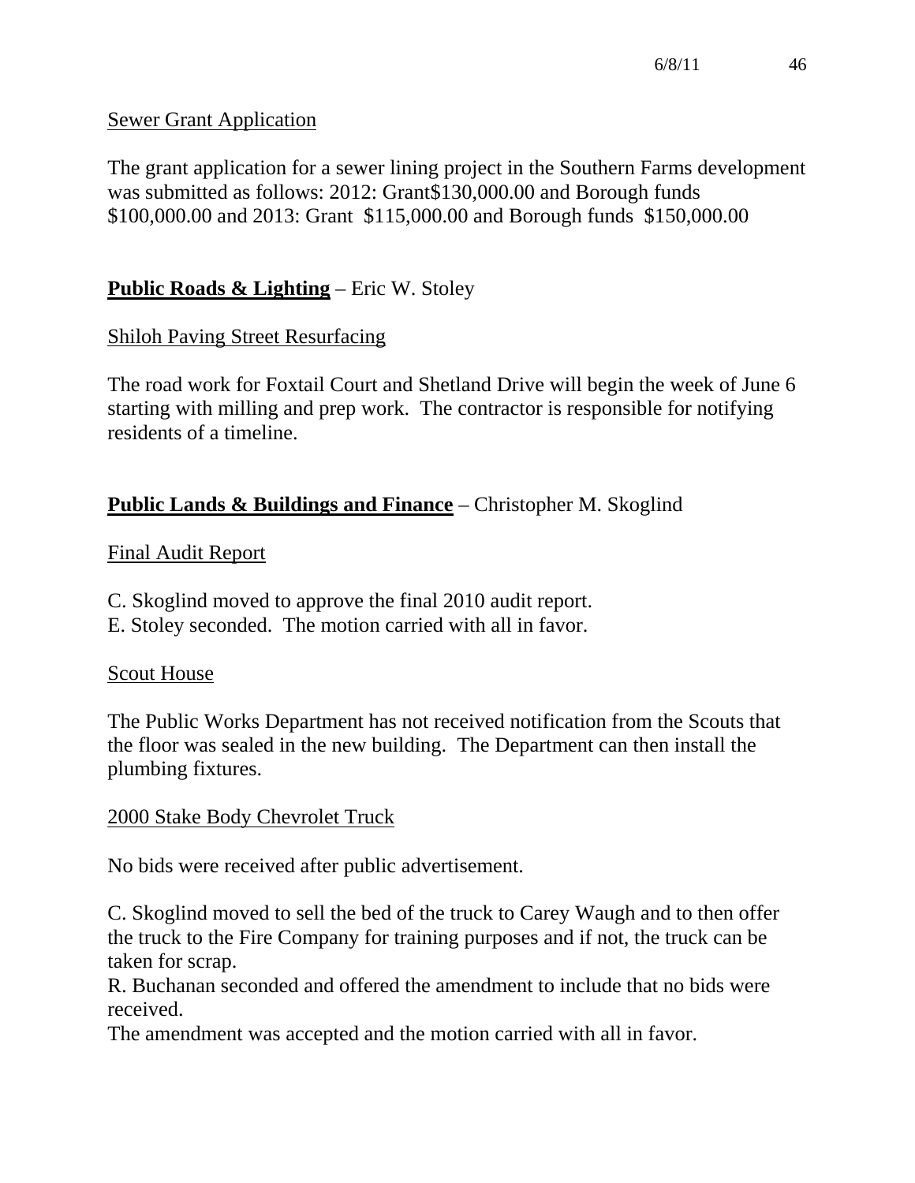Sewer Grant Application

The grant application for a sewer lining project in the Southern Farms development was submitted as follows: 2012: Grant$130,000.00 and Borough funds $100,000.00 and 2013: Grant $115,000.00 and Borough funds $150,000.00

**Public Roads & Lighting** – Eric W. Stoley

Shiloh Paving Street Resurfacing

The road work for Foxtail Court and Shetland Drive will begin the week of June 6 starting with milling and prep work. The contractor is responsible for notifying residents of a timeline.

**Public Lands & Buildings and Finance** – Christopher M. Skoglind

Final Audit Report

C. Skoglind moved to approve the final 2010 audit report.
E. Stoley seconded. The motion carried with all in favor.

Scout House

The Public Works Department has not received notification from the Scouts that the floor was sealed in the new building. The Department can then install the plumbing fixtures.

2000 Stake Body Chevrolet Truck

No bids were received after public advertisement.

C. Skoglind moved to sell the bed of the truck to Carey Waugh and to then offer the truck to the Fire Company for training purposes and if not, the truck can be taken for scrap.
R. Buchanan seconded and offered the amendment to include that no bids were received.
The amendment was accepted and the motion carried with all in favor.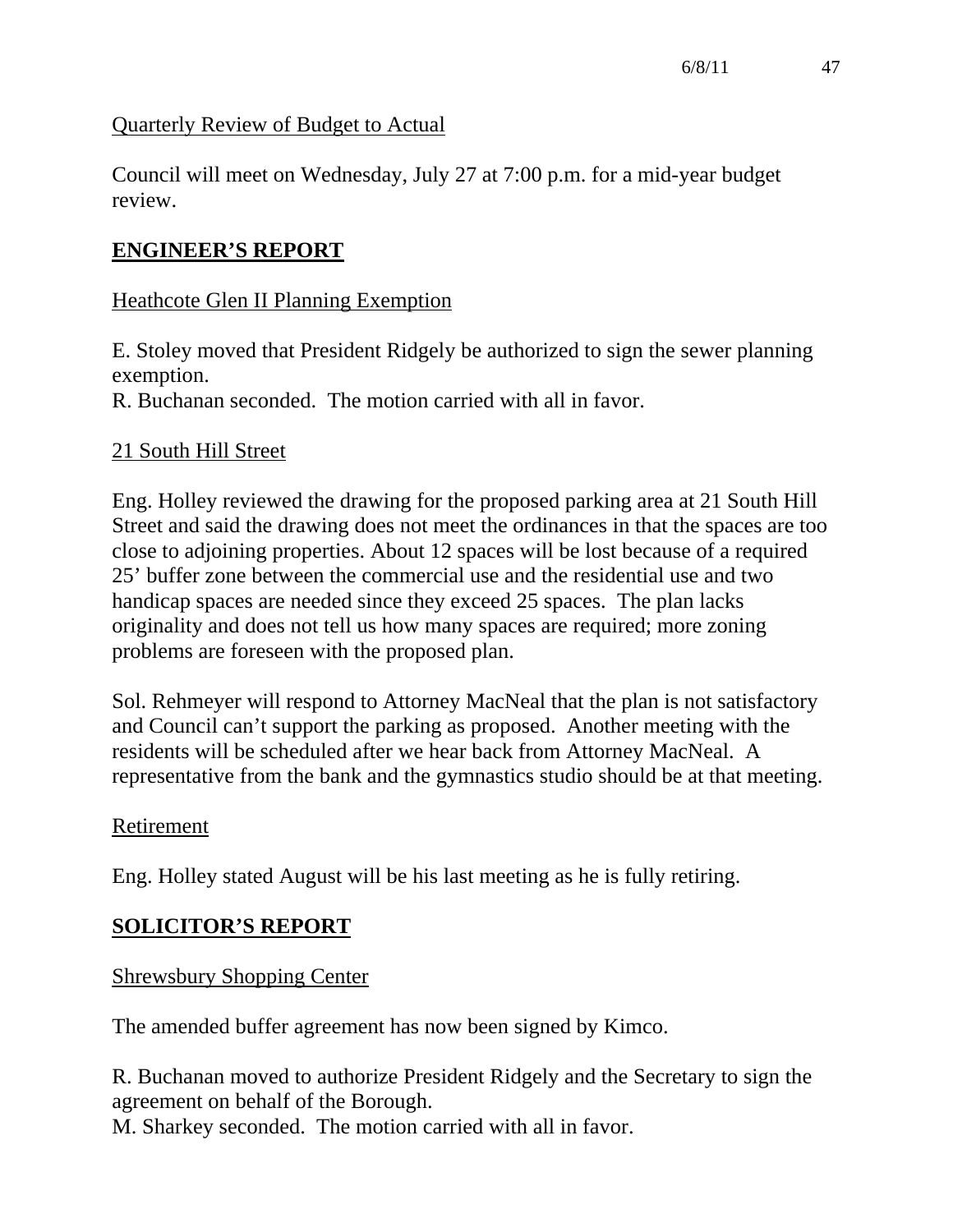Quarterly Review of Budget to Actual

Council will meet on Wednesday, July 27 at 7:00 p.m. for a mid-year budget review.

## ENGINEER'S REPORT

Heathcote Glen II Planning Exemption

E. Stoley moved that President Ridgely be authorized to sign the sewer planning exemption.
R. Buchanan seconded. The motion carried with all in favor.

21 South Hill Street

Eng. Holley reviewed the drawing for the proposed parking area at 21 South Hill Street and said the drawing does not meet the ordinances in that the spaces are too close to adjoining properties. About 12 spaces will be lost because of a required 25' buffer zone between the commercial use and the residential use and two handicap spaces are needed since they exceed 25 spaces. The plan lacks originality and does not tell us how many spaces are required; more zoning problems are foreseen with the proposed plan.

Sol. Rehmeyer will respond to Attorney MacNeal that the plan is not satisfactory and Council can't support the parking as proposed. Another meeting with the residents will be scheduled after we hear back from Attorney MacNeal. A representative from the bank and the gymnastics studio should be at that meeting.

Retirement

Eng. Holley stated August will be his last meeting as he is fully retiring.

## SOLICITOR'S REPORT

Shrewsbury Shopping Center

The amended buffer agreement has now been signed by Kimco.

R. Buchanan moved to authorize President Ridgely and the Secretary to sign the agreement on behalf of the Borough.
M. Sharkey seconded. The motion carried with all in favor.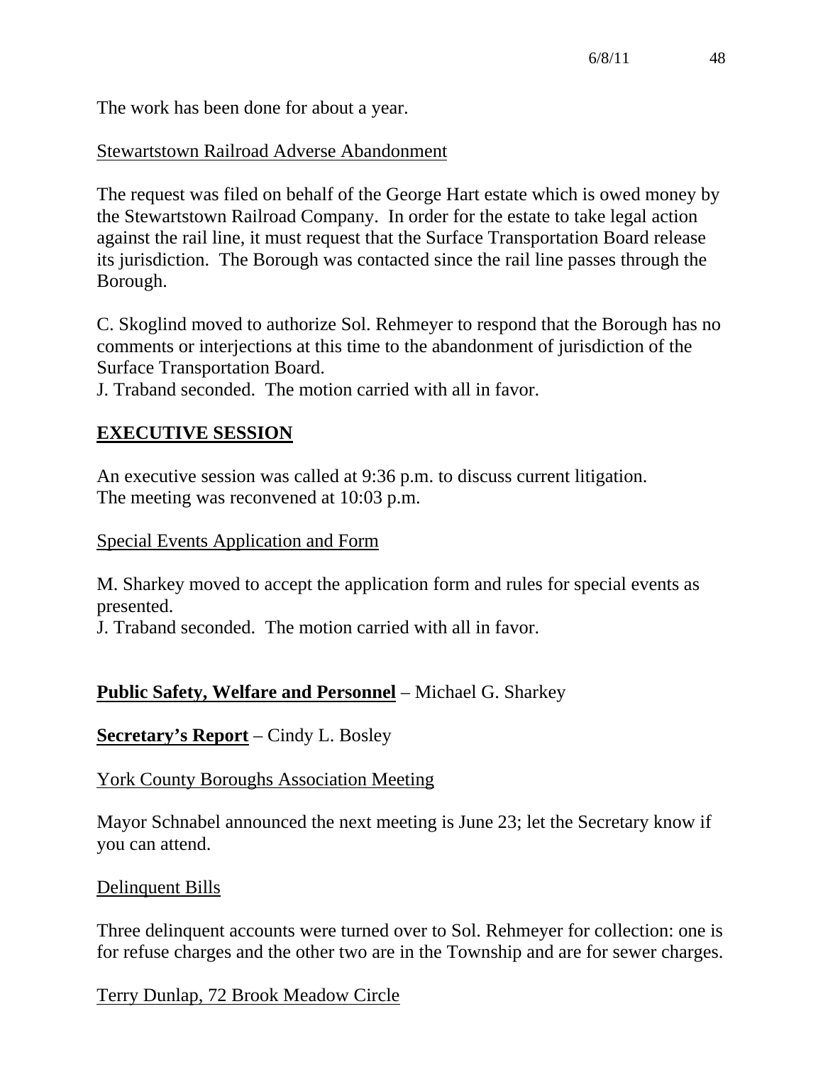The work has been done for about a year.

Stewartstown Railroad Adverse Abandonment

The request was filed on behalf of the George Hart estate which is owed money by the Stewartstown Railroad Company. In order for the estate to take legal action against the rail line, it must request that the Surface Transportation Board release its jurisdiction. The Borough was contacted since the rail line passes through the Borough.

C. Skoglind moved to authorize Sol. Rehmeyer to respond that the Borough has no comments or interjections at this time to the abandonment of jurisdiction of the Surface Transportation Board.
J. Traband seconded. The motion carried with all in favor.

## **EXECUTIVE SESSION**

An executive session was called at 9:36 p.m. to discuss current litigation.
The meeting was reconvened at 10:03 p.m.

Special Events Application and Form

M. Sharkey moved to accept the application form and rules for special events as presented.
J. Traband seconded. The motion carried with all in favor.

**Public Safety, Welfare and Personnel** – Michael G. Sharkey

**Secretary's Report** – Cindy L. Bosley

York County Boroughs Association Meeting

Mayor Schnabel announced the next meeting is June 23; let the Secretary know if you can attend.

Delinquent Bills

Three delinquent accounts were turned over to Sol. Rehmeyer for collection: one is for refuse charges and the other two are in the Township and are for sewer charges.

Terry Dunlap, 72 Brook Meadow Circle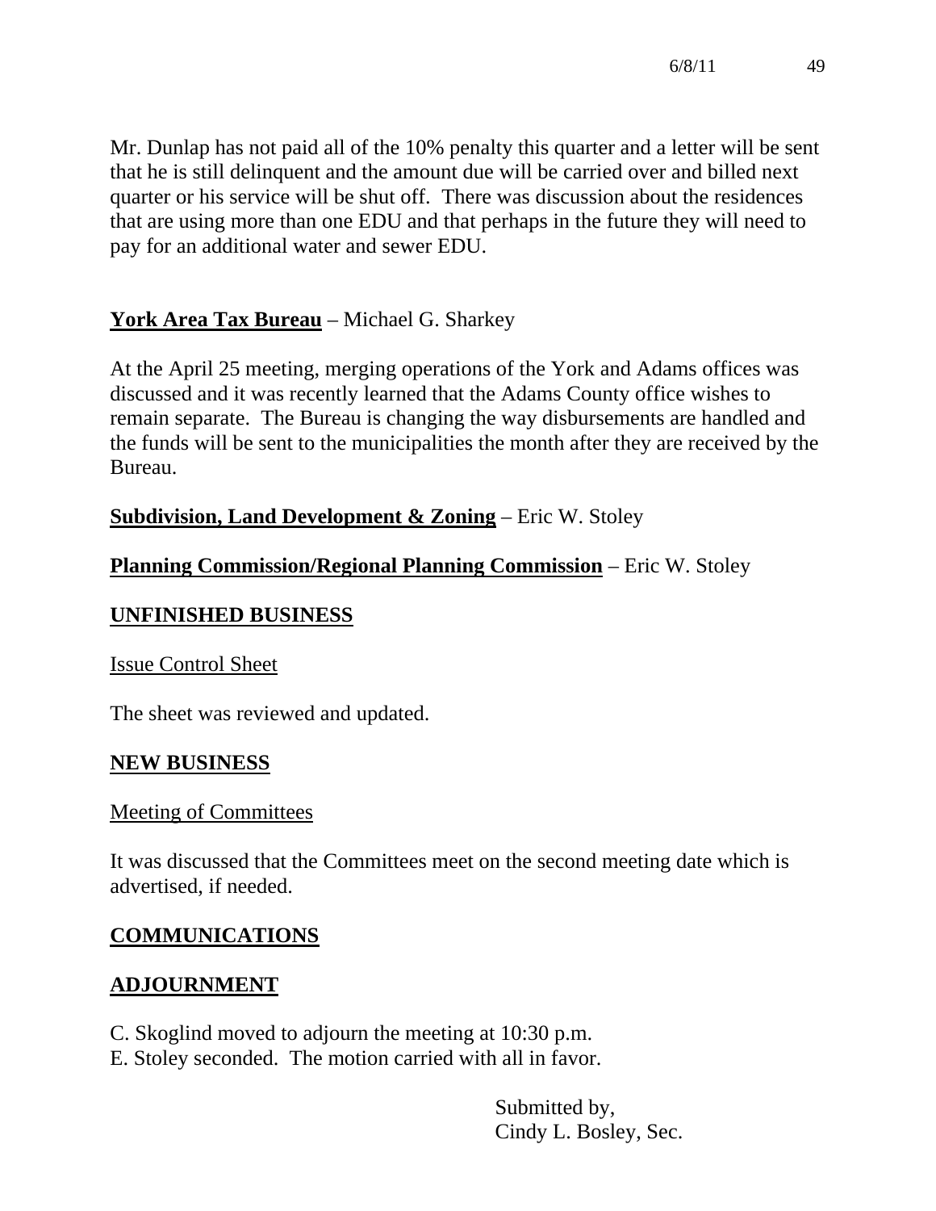Mr. Dunlap has not paid all of the 10% penalty this quarter and a letter will be sent that he is still delinquent and the amount due will be carried over and billed next quarter or his service will be shut off. There was discussion about the residences that are using more than one EDU and that perhaps in the future they will need to pay for an additional water and sewer EDU.

**York Area Tax Bureau** – Michael G. Sharkey

At the April 25 meeting, merging operations of the York and Adams offices was discussed and it was recently learned that the Adams County office wishes to remain separate. The Bureau is changing the way disbursements are handled and the funds will be sent to the municipalities the month after they are received by the Bureau.

**Subdivision, Land Development & Zoning** – Eric W. Stoley

**Planning Commission/Regional Planning Commission** – Eric W. Stoley

## UNFINISHED BUSINESS

Issue Control Sheet

The sheet was reviewed and updated.

## NEW BUSINESS

Meeting of Committees

It was discussed that the Committees meet on the second meeting date which is advertised, if needed.

## COMMUNICATIONS

## ADJOURNMENT

C. Skoglind moved to adjourn the meeting at 10:30 p.m.
E. Stoley seconded. The motion carried with all in favor.

Submitted by,
Cindy L. Bosley, Sec.